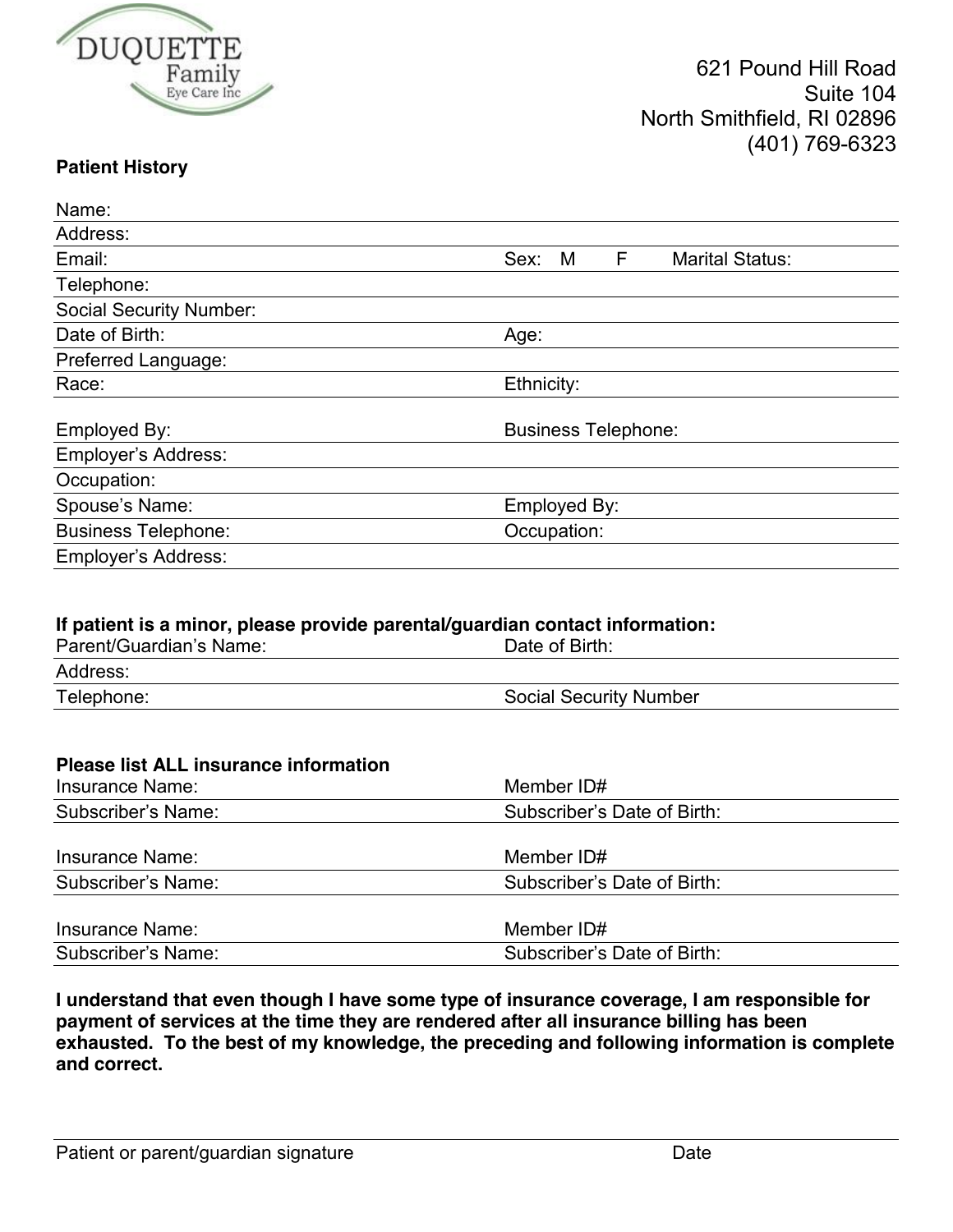DUQUETTE Family Eye Care Inc

621 Pound Hill Road
Suite 104
North Smithfield, RI 02896
(401) 769-6323

**Patient History**

Name:
Address:
Email: Sex: M F Marital Status:
Telephone:
Social Security Number:
Date of Birth: Age:
Preferred Language:
Race: Ethnicity:

Employed By: Business Telephone:
Employer's Address:
Occupation:
Spouse's Name: Employed By:
Business Telephone: Occupation:
Employer's Address:

**If patient is a minor, please provide parental/guardian contact information:**

Parent/Guardian's Name: Date of Birth:
Address:
Telephone: Social Security Number

**Please list ALL insurance information**

Insurance Name: Member ID#
Subscriber's Name: Subscriber's Date of Birth:

Insurance Name: Member ID#
Subscriber's Name: Subscriber's Date of Birth:

Insurance Name: Member ID#
Subscriber's Name: Subscriber's Date of Birth:

**I understand that even though I have some type of insurance coverage, I am responsible for payment of services at the time they are rendered after all insurance billing has been exhausted. To the best of my knowledge, the preceding and following information is complete and correct.**

Patient or parent/guardian signature Date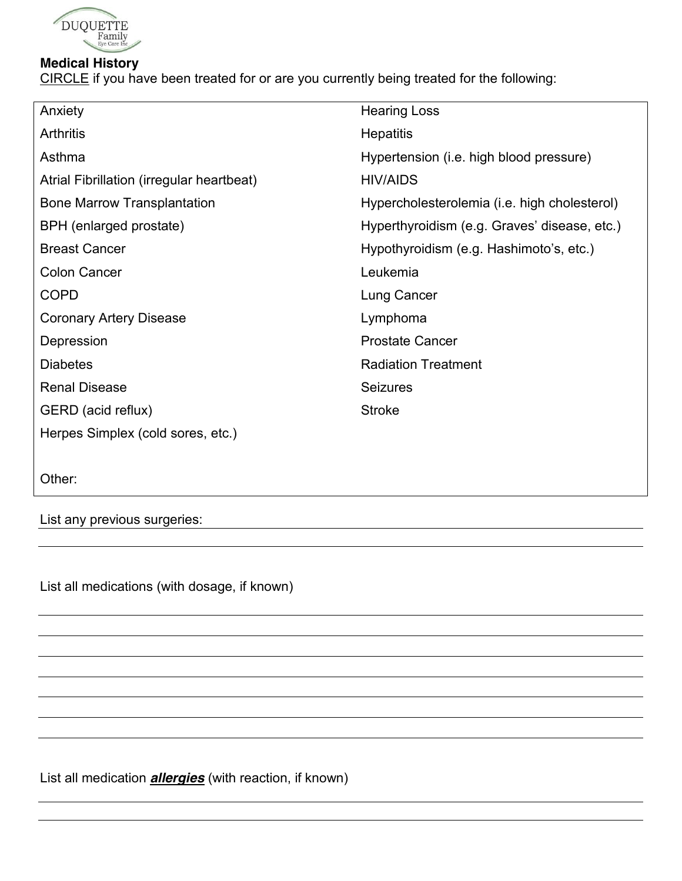DUQUETTE Family Eye Care Inc

## Medical History

CIRCLE if you have been treated for or are you currently being treated for the following:

| | |
|---|---|
| Anxiety | Hearing Loss |
| Arthritis | Hepatitis |
| Asthma | Hypertension (i.e. high blood pressure) |
| Atrial Fibrillation (irregular heartbeat) | HIV/AIDS |
| Bone Marrow Transplantation | Hypercholesterolemia (i.e. high cholesterol) |
| BPH (enlarged prostate) | Hyperthyroidism (e.g. Graves' disease, etc.) |
| Breast Cancer | Hypothyroidism (e.g. Hashimoto's, etc.) |
| Colon Cancer | Leukemia |
| COPD | Lung Cancer |
| Coronary Artery Disease | Lymphoma |
| Depression | Prostate Cancer |
| Diabetes | Radiation Treatment |
| Renal Disease | Seizures |
| GERD (acid reflux) | Stroke |
| Herpes Simplex (cold sores, etc.) | |
| Other: | |

List any previous surgeries: ______________________________

______________________________

List all medications (with dosage, if known)

______________________________

______________________________

______________________________

______________________________

______________________________

______________________________

______________________________

List all medication ***allergies*** (with reaction, if known)

______________________________

______________________________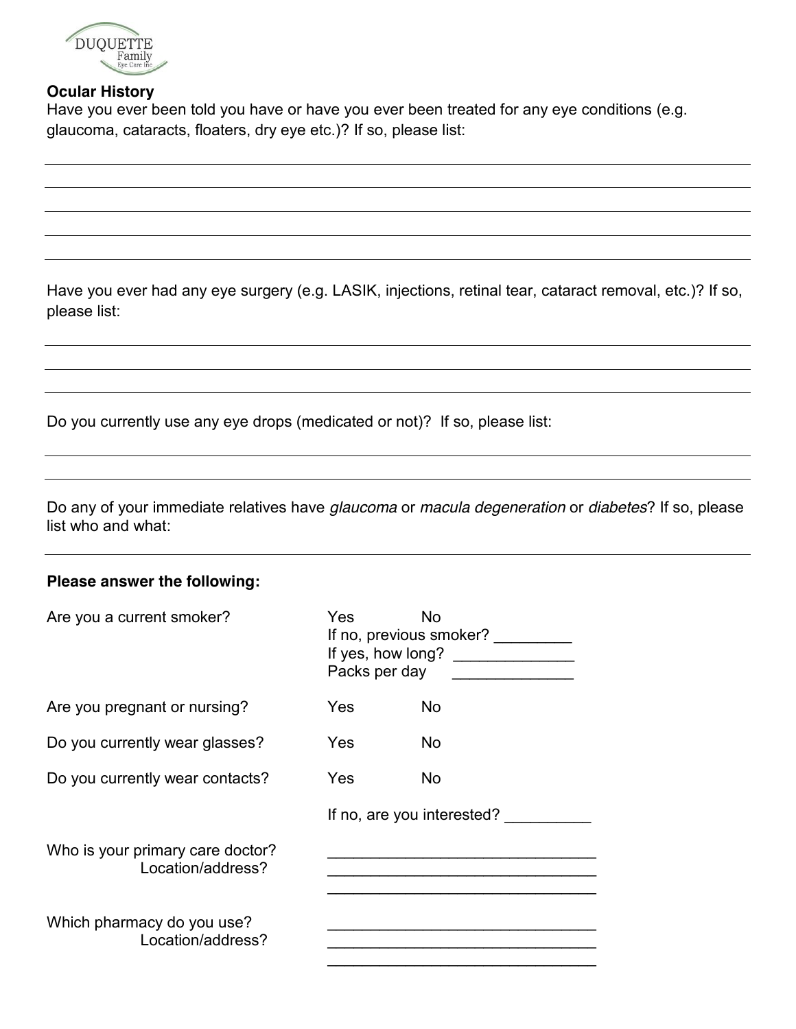DUQUETTE Family Eye Care Inc

**Ocular History**

Have you ever been told you have or have you ever been treated for any eye conditions (e.g. glaucoma, cataracts, floaters, dry eye etc.)? If so, please list:

\_\_\_\_\_\_\_\_\_\_\_\_\_\_\_\_\_\_\_\_\_\_\_\_\_\_\_\_\_\_\_\_\_\_\_\_\_\_\_\_\_\_\_\_\_\_\_\_\_\_\_\_\_\_\_\_\_\_\_\_\_\_\_\_\_\_\_\_\_\_

\_\_\_\_\_\_\_\_\_\_\_\_\_\_\_\_\_\_\_\_\_\_\_\_\_\_\_\_\_\_\_\_\_\_\_\_\_\_\_\_\_\_\_\_\_\_\_\_\_\_\_\_\_\_\_\_\_\_\_\_\_\_\_\_\_\_\_\_\_\_

\_\_\_\_\_\_\_\_\_\_\_\_\_\_\_\_\_\_\_\_\_\_\_\_\_\_\_\_\_\_\_\_\_\_\_\_\_\_\_\_\_\_\_\_\_\_\_\_\_\_\_\_\_\_\_\_\_\_\_\_\_\_\_\_\_\_\_\_\_\_

\_\_\_\_\_\_\_\_\_\_\_\_\_\_\_\_\_\_\_\_\_\_\_\_\_\_\_\_\_\_\_\_\_\_\_\_\_\_\_\_\_\_\_\_\_\_\_\_\_\_\_\_\_\_\_\_\_\_\_\_\_\_\_\_\_\_\_\_\_\_

\_\_\_\_\_\_\_\_\_\_\_\_\_\_\_\_\_\_\_\_\_\_\_\_\_\_\_\_\_\_\_\_\_\_\_\_\_\_\_\_\_\_\_\_\_\_\_\_\_\_\_\_\_\_\_\_\_\_\_\_\_\_\_\_\_\_\_\_\_\_

Have you ever had any eye surgery (e.g. LASIK, injections, retinal tear, cataract removal, etc.)? If so, please list:

\_\_\_\_\_\_\_\_\_\_\_\_\_\_\_\_\_\_\_\_\_\_\_\_\_\_\_\_\_\_\_\_\_\_\_\_\_\_\_\_\_\_\_\_\_\_\_\_\_\_\_\_\_\_\_\_\_\_\_\_\_\_\_\_\_\_\_\_\_\_

\_\_\_\_\_\_\_\_\_\_\_\_\_\_\_\_\_\_\_\_\_\_\_\_\_\_\_\_\_\_\_\_\_\_\_\_\_\_\_\_\_\_\_\_\_\_\_\_\_\_\_\_\_\_\_\_\_\_\_\_\_\_\_\_\_\_\_\_\_\_

\_\_\_\_\_\_\_\_\_\_\_\_\_\_\_\_\_\_\_\_\_\_\_\_\_\_\_\_\_\_\_\_\_\_\_\_\_\_\_\_\_\_\_\_\_\_\_\_\_\_\_\_\_\_\_\_\_\_\_\_\_\_\_\_\_\_\_\_\_\_

Do you currently use any eye drops (medicated or not)? If so, please list:

\_\_\_\_\_\_\_\_\_\_\_\_\_\_\_\_\_\_\_\_\_\_\_\_\_\_\_\_\_\_\_\_\_\_\_\_\_\_\_\_\_\_\_\_\_\_\_\_\_\_\_\_\_\_\_\_\_\_\_\_\_\_\_\_\_\_\_\_\_\_

\_\_\_\_\_\_\_\_\_\_\_\_\_\_\_\_\_\_\_\_\_\_\_\_\_\_\_\_\_\_\_\_\_\_\_\_\_\_\_\_\_\_\_\_\_\_\_\_\_\_\_\_\_\_\_\_\_\_\_\_\_\_\_\_\_\_\_\_\_\_

Do any of your immediate relatives have *glaucoma* or *macula degeneration* or *diabetes*? If so, please list who and what:

\_\_\_\_\_\_\_\_\_\_\_\_\_\_\_\_\_\_\_\_\_\_\_\_\_\_\_\_\_\_\_\_\_\_\_\_\_\_\_\_\_\_\_\_\_\_\_\_\_\_\_\_\_\_\_\_\_\_\_\_\_\_\_\_\_\_\_\_\_\_

**Please answer the following:**

Are you a current smoker? Yes No
If no, previous smoker? \_\_\_\_\_\_\_\_\_
If yes, how long? \_\_\_\_\_\_\_\_\_\_\_\_\_\_
Packs per day \_\_\_\_\_\_\_\_\_\_\_\_\_\_

Are you pregnant or nursing? Yes No

Do you currently wear glasses? Yes No

Do you currently wear contacts? Yes No

If no, are you interested? \_\_\_\_\_\_\_\_\_\_

Who is your primary care doctor? \_\_\_\_\_\_\_\_\_\_\_\_\_\_\_\_\_\_\_\_\_\_\_\_\_\_\_\_\_\_\_\_
Location/address? \_\_\_\_\_\_\_\_\_\_\_\_\_\_\_\_\_\_\_\_\_\_\_\_\_\_\_\_\_\_\_\_
\_\_\_\_\_\_\_\_\_\_\_\_\_\_\_\_\_\_\_\_\_\_\_\_\_\_\_\_\_\_\_\_

Which pharmacy do you use? \_\_\_\_\_\_\_\_\_\_\_\_\_\_\_\_\_\_\_\_\_\_\_\_\_\_\_\_\_\_\_\_
Location/address? \_\_\_\_\_\_\_\_\_\_\_\_\_\_\_\_\_\_\_\_\_\_\_\_\_\_\_\_\_\_\_\_
\_\_\_\_\_\_\_\_\_\_\_\_\_\_\_\_\_\_\_\_\_\_\_\_\_\_\_\_\_\_\_\_